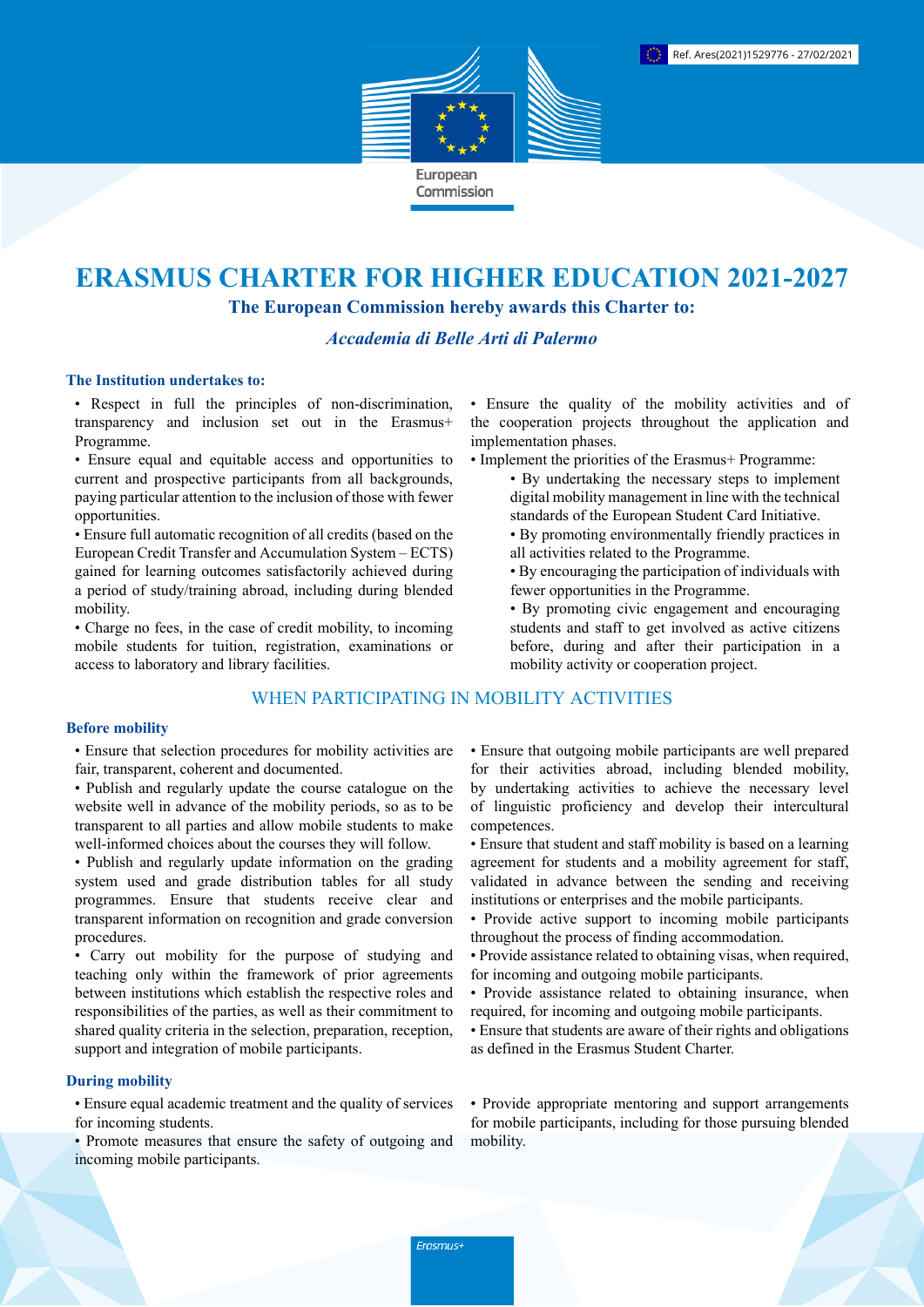Ref. Ares(2021)1529776 - 27/02/2021

European Commission

# ERASMUS CHARTER FOR HIGHER EDUCATION 2021-2027

**The European Commission hereby awards this Charter to:**

***Accademia di Belle Arti di Palermo***

### The Institution undertakes to:

- Respect in full the principles of non-discrimination, transparency and inclusion set out in the Erasmus+ Programme.
- Ensure equal and equitable access and opportunities to current and prospective participants from all backgrounds, paying particular attention to the inclusion of those with fewer opportunities.
- Ensure full automatic recognition of all credits (based on the European Credit Transfer and Accumulation System – ECTS) gained for learning outcomes satisfactorily achieved during a period of study/training abroad, including during blended mobility.
- Charge no fees, in the case of credit mobility, to incoming mobile students for tuition, registration, examinations or access to laboratory and library facilities.
- Ensure the quality of the mobility activities and of the cooperation projects throughout the application and implementation phases.
- Implement the priorities of the Erasmus+ Programme:
  - By undertaking the necessary steps to implement digital mobility management in line with the technical standards of the European Student Card Initiative.
  - By promoting environmentally friendly practices in all activities related to the Programme.
  - By encouraging the participation of individuals with fewer opportunities in the Programme.
  - By promoting civic engagement and encouraging students and staff to get involved as active citizens before, during and after their participation in a mobility activity or cooperation project.

## WHEN PARTICIPATING IN MOBILITY ACTIVITIES

### Before mobility

- Ensure that selection procedures for mobility activities are fair, transparent, coherent and documented.
- Publish and regularly update the course catalogue on the website well in advance of the mobility periods, so as to be transparent to all parties and allow mobile students to make well-informed choices about the courses they will follow.
- Publish and regularly update information on the grading system used and grade distribution tables for all study programmes. Ensure that students receive clear and transparent information on recognition and grade conversion procedures.
- Carry out mobility for the purpose of studying and teaching only within the framework of prior agreements between institutions which establish the respective roles and responsibilities of the parties, as well as their commitment to shared quality criteria in the selection, preparation, reception, support and integration of mobile participants.
- Ensure that outgoing mobile participants are well prepared for their activities abroad, including blended mobility, by undertaking activities to achieve the necessary level of linguistic proficiency and develop their intercultural competences.
- Ensure that student and staff mobility is based on a learning agreement for students and a mobility agreement for staff, validated in advance between the sending and receiving institutions or enterprises and the mobile participants.
- Provide active support to incoming mobile participants throughout the process of finding accommodation.
- Provide assistance related to obtaining visas, when required, for incoming and outgoing mobile participants.
- Provide assistance related to obtaining insurance, when required, for incoming and outgoing mobile participants.
- Ensure that students are aware of their rights and obligations as defined in the Erasmus Student Charter.

### During mobility

- Ensure equal academic treatment and the quality of services for incoming students.
- Promote measures that ensure the safety of outgoing and incoming mobile participants.
- Provide appropriate mentoring and support arrangements for mobile participants, including for those pursuing blended mobility.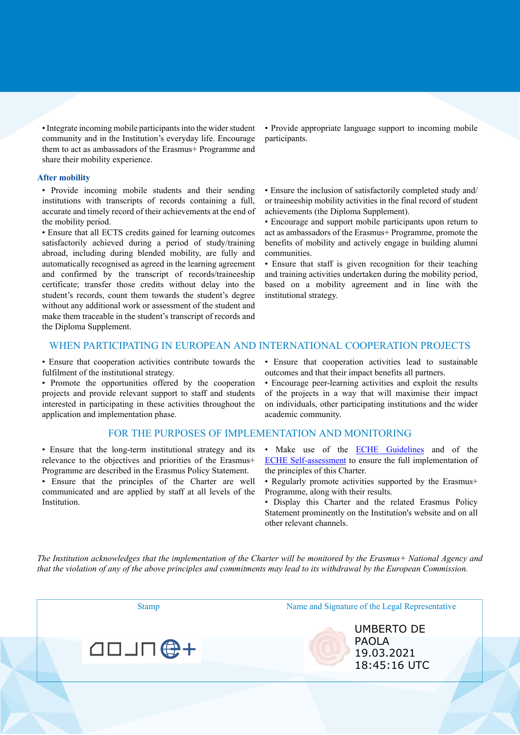• Integrate incoming mobile participants into the wider student community and in the Institution's everyday life. Encourage them to act as ambassadors of the Erasmus+ Programme and share their mobility experience.

• Provide appropriate language support to incoming mobile participants.

### After mobility

• Provide incoming mobile students and their sending institutions with transcripts of records containing a full, accurate and timely record of their achievements at the end of the mobility period.

• Ensure that all ECTS credits gained for learning outcomes satisfactorily achieved during a period of study/training abroad, including during blended mobility, are fully and automatically recognised as agreed in the learning agreement and confirmed by the transcript of records/traineeship certificate; transfer those credits without delay into the student's records, count them towards the student's degree without any additional work or assessment of the student and make them traceable in the student's transcript of records and the Diploma Supplement.

• Ensure the inclusion of satisfactorily completed study and/or traineeship mobility activities in the final record of student achievements (the Diploma Supplement).

• Encourage and support mobile participants upon return to act as ambassadors of the Erasmus+ Programme, promote the benefits of mobility and actively engage in building alumni communities.

• Ensure that staff is given recognition for their teaching and training activities undertaken during the mobility period, based on a mobility agreement and in line with the institutional strategy.

## WHEN PARTICIPATING IN EUROPEAN AND INTERNATIONAL COOPERATION PROJECTS

• Ensure that cooperation activities contribute towards the fulfilment of the institutional strategy.

• Promote the opportunities offered by the cooperation projects and provide relevant support to staff and students interested in participating in these activities throughout the application and implementation phase.

• Ensure that cooperation activities lead to sustainable outcomes and that their impact benefits all partners.

• Encourage peer-learning activities and exploit the results of the projects in a way that will maximise their impact on individuals, other participating institutions and the wider academic community.

## FOR THE PURPOSES OF IMPLEMENTATION AND MONITORING

• Ensure that the long-term institutional strategy and its relevance to the objectives and priorities of the Erasmus+ Programme are described in the Erasmus Policy Statement.

• Ensure that the principles of the Charter are well communicated and are applied by staff at all levels of the Institution.

• Make use of the ECHE Guidelines and of the ECHE Self-assessment to ensure the full implementation of the principles of this Charter.

• Regularly promote activities supported by the Erasmus+ Programme, along with their results.

• Display this Charter and the related Erasmus Policy Statement prominently on the Institution's website and on all other relevant channels.

*The Institution acknowledges that the implementation of the Charter will be monitored by the Erasmus+ National Agency and that the violation of any of the above principles and commitments may lead to its withdrawal by the European Commission.*

| Stamp | Name and Signature of the Legal Representative |
|---|---|
| | UMBERTO DE PAOLA 19.03.2021 18:45:16 UTC |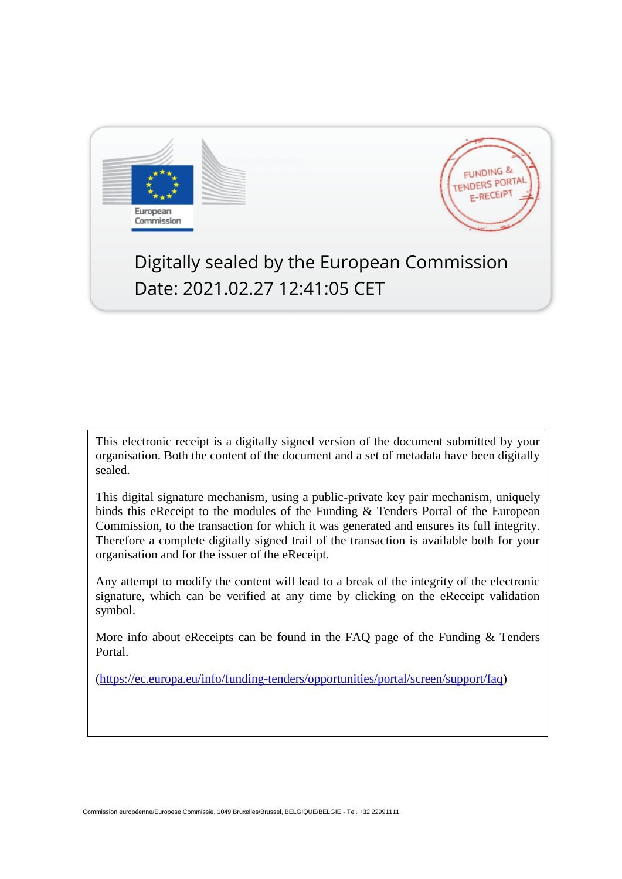European Commission

FUNDING & TENDERS PORTAL E-RECEIPT

Digitally sealed by the European Commission
Date: 2021.02.27 12:41:05 CET

This electronic receipt is a digitally signed version of the document submitted by your organisation. Both the content of the document and a set of metadata have been digitally sealed.

This digital signature mechanism, using a public-private key pair mechanism, uniquely binds this eReceipt to the modules of the Funding & Tenders Portal of the European Commission, to the transaction for which it was generated and ensures its full integrity. Therefore a complete digitally signed trail of the transaction is available both for your organisation and for the issuer of the eReceipt.

Any attempt to modify the content will lead to a break of the integrity of the electronic signature, which can be verified at any time by clicking on the eReceipt validation symbol.

More info about eReceipts can be found in the FAQ page of the Funding & Tenders Portal.

(https://ec.europa.eu/info/funding-tenders/opportunities/portal/screen/support/faq)

Commission européenne/Europese Commissie, 1049 Bruxelles/Brussel, BELGIQUE/BELGIË - Tel. +32 22991111